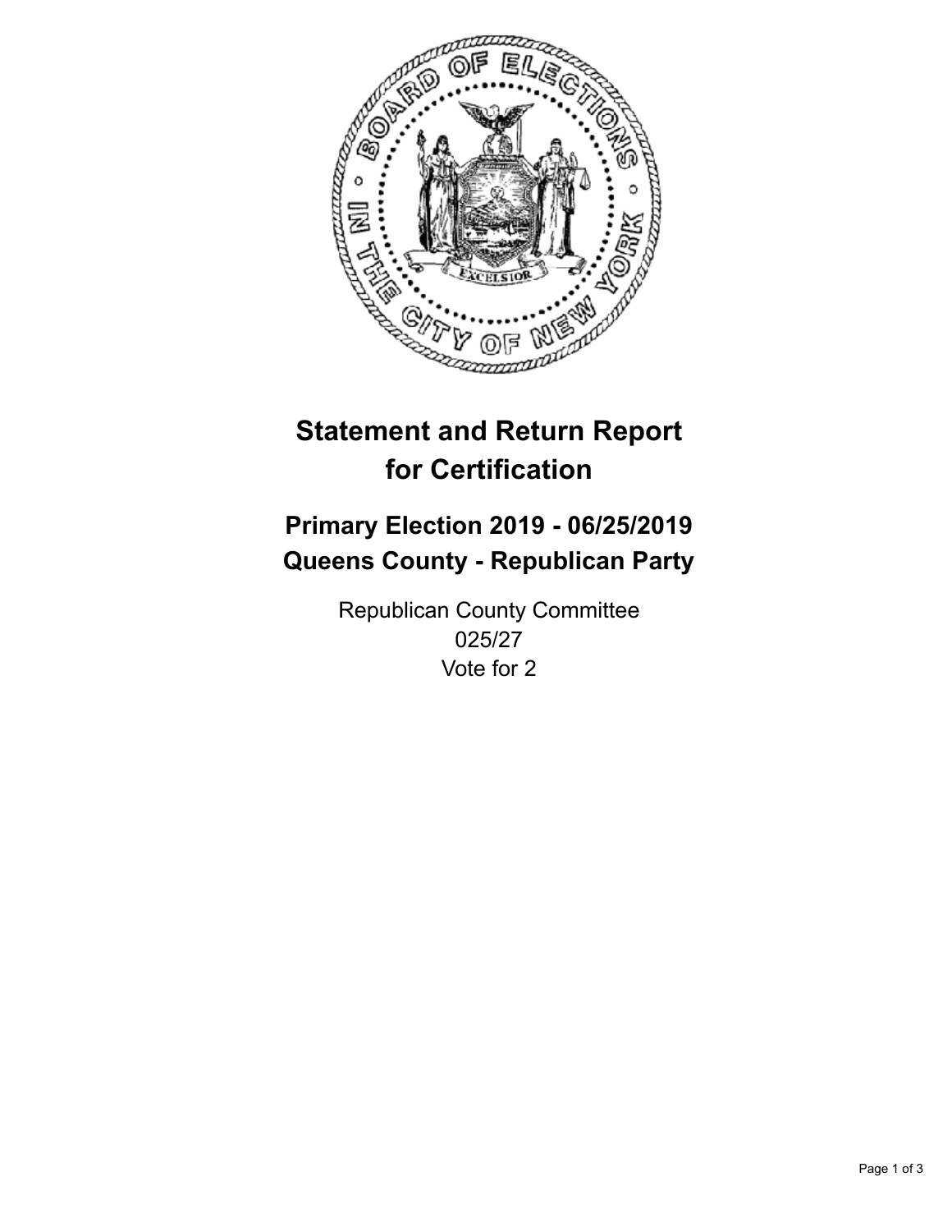# Statement and Return Report for Certification

## Primary Election 2019 - 06/25/2019
## Queens County - Republican Party

Republican County Committee
025/27
Vote for 2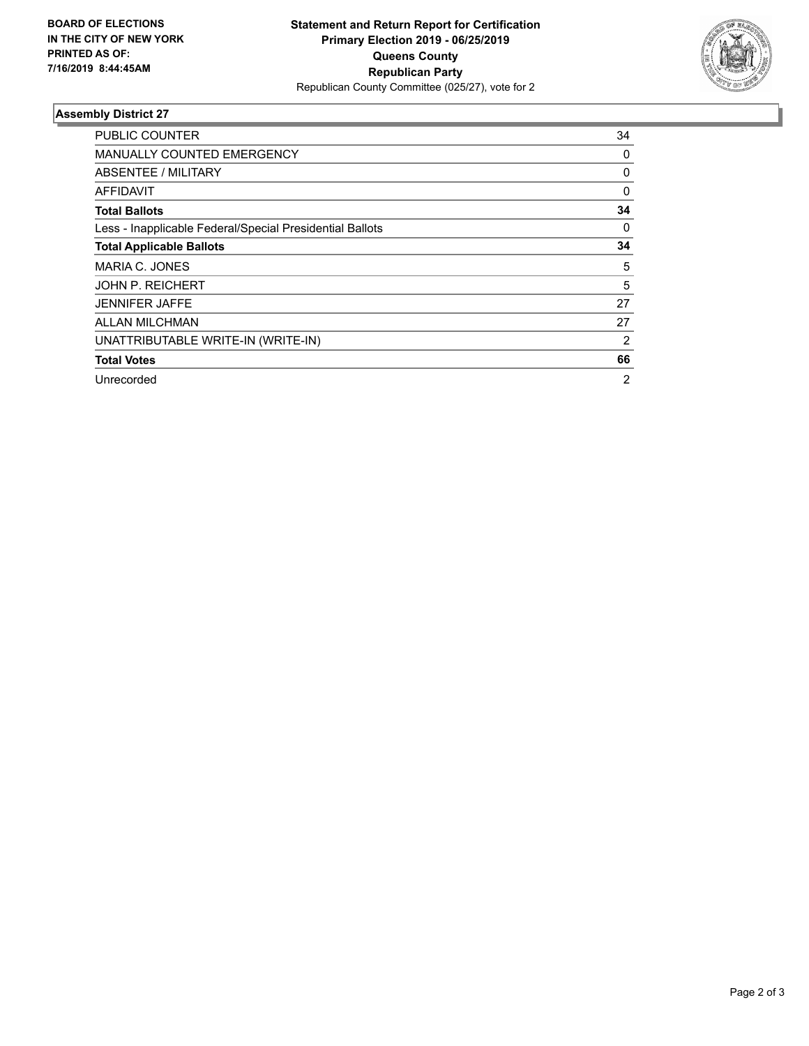**BOARD OF ELECTIONS IN THE CITY OF NEW YORK PRINTED AS OF: 7/16/2019 8:44:45AM**

**Statement and Return Report for Certification**
**Primary Election 2019 - 06/25/2019**
**Queens County**
**Republican Party**
Republican County Committee (025/27), vote for 2

### Assembly District 27

| | |
|---|---|
| PUBLIC COUNTER | 34 |
| MANUALLY COUNTED EMERGENCY | 0 |
| ABSENTEE / MILITARY | 0 |
| AFFIDAVIT | 0 |
| **Total Ballots** | **34** |
| Less - Inapplicable Federal/Special Presidential Ballots | 0 |
| **Total Applicable Ballots** | **34** |
| MARIA C. JONES | 5 |
| JOHN P. REICHERT | 5 |
| JENNIFER JAFFE | 27 |
| ALLAN MILCHMAN | 27 |
| UNATTRIBUTABLE WRITE-IN (WRITE-IN) | 2 |
| **Total Votes** | **66** |
| Unrecorded | 2 |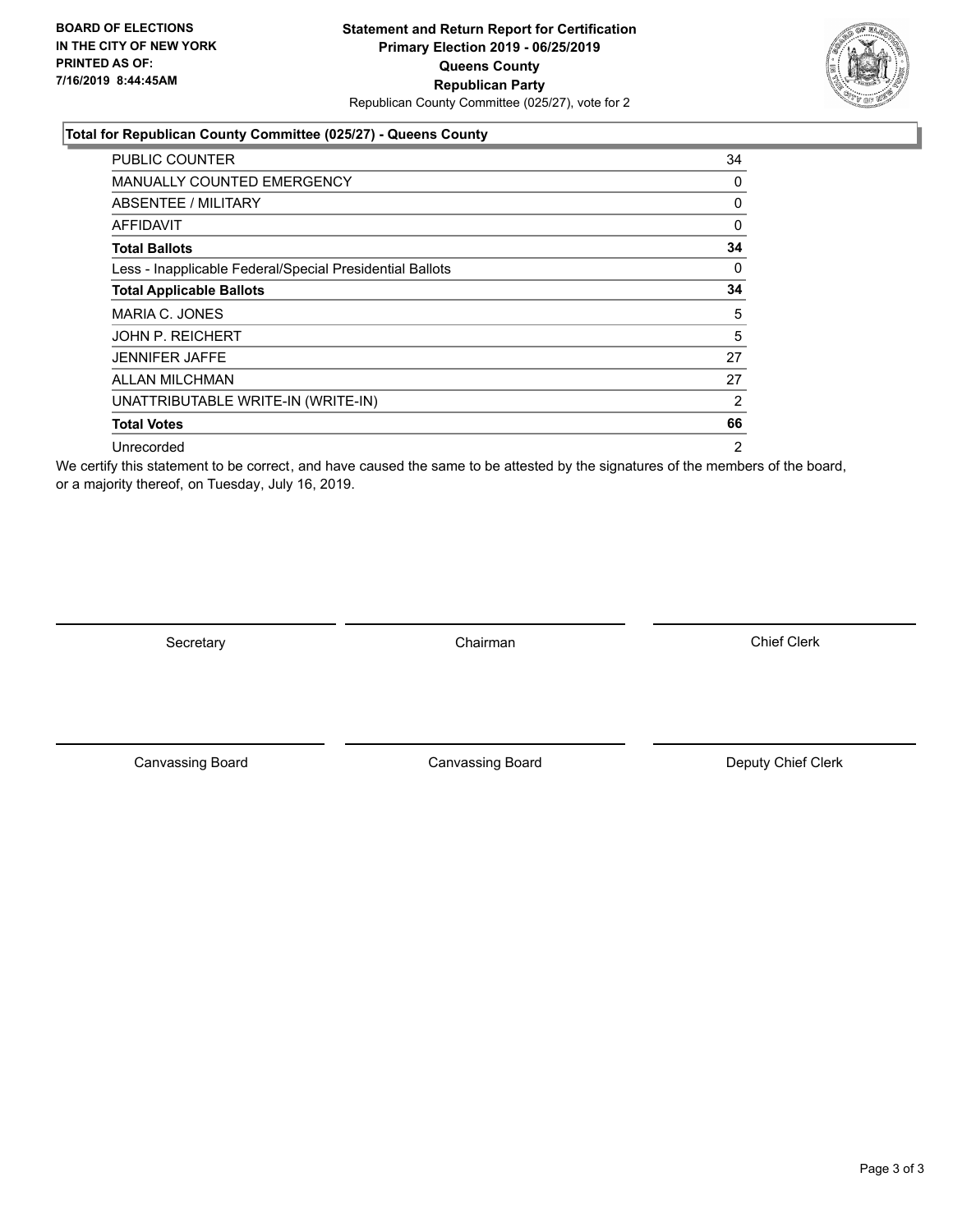**BOARD OF ELECTIONS IN THE CITY OF NEW YORK PRINTED AS OF: 7/16/2019 8:44:45AM**

**Statement and Return Report for Certification**
**Primary Election 2019 - 06/25/2019**
**Queens County**
**Republican Party**
Republican County Committee (025/27), vote for 2

### Total for Republican County Committee (025/27) - Queens County

| | |
|---|---|
| PUBLIC COUNTER | 34 |
| MANUALLY COUNTED EMERGENCY | 0 |
| ABSENTEE / MILITARY | 0 |
| AFFIDAVIT | 0 |
| **Total Ballots** | **34** |
| Less - Inapplicable Federal/Special Presidential Ballots | 0 |
| **Total Applicable Ballots** | **34** |
| MARIA C. JONES | 5 |
| JOHN P. REICHERT | 5 |
| JENNIFER JAFFE | 27 |
| ALLAN MILCHMAN | 27 |
| UNATTRIBUTABLE WRITE-IN (WRITE-IN) | 2 |
| **Total Votes** | **66** |
| Unrecorded | 2 |

We certify this statement to be correct, and have caused the same to be attested by the signatures of the members of the board, or a majority thereof, on Tuesday, July 16, 2019.

Secretary

Chairman

Chief Clerk

Canvassing Board

Canvassing Board

Deputy Chief Clerk